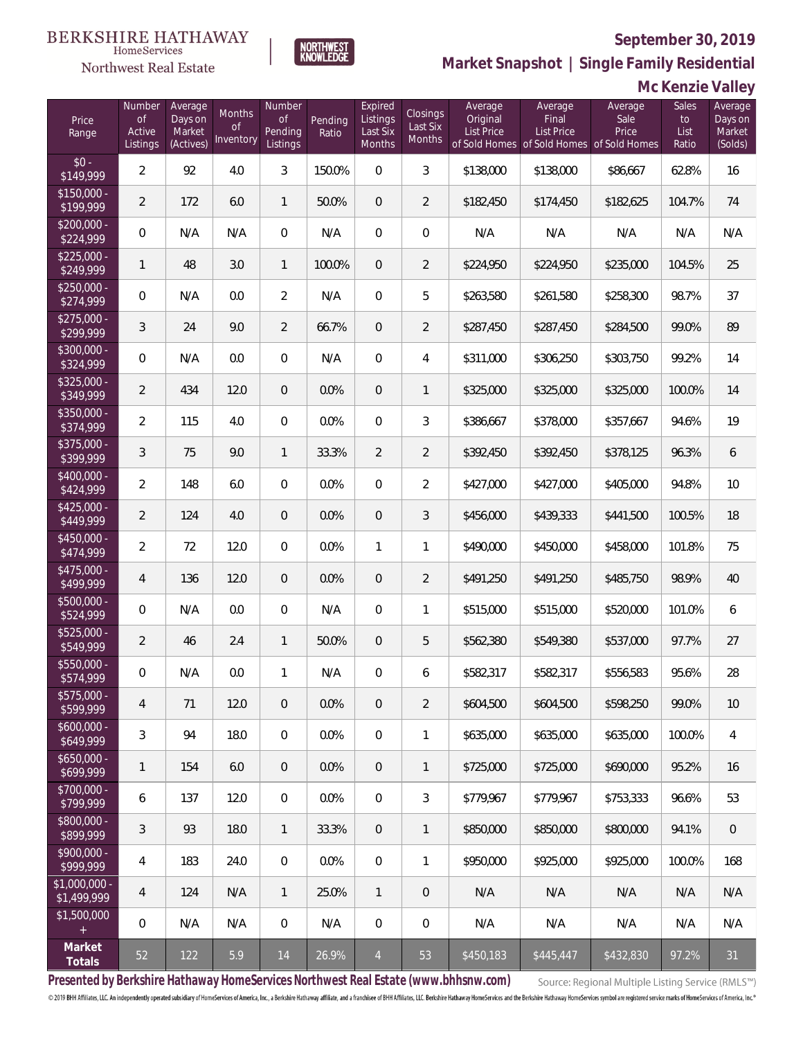BERKSHIRE HATHAWAY HomeServices Northwest Real Estate

NORTHWEST KNOWLEDGE

## September 30, 2019

## Market Snapshot | Single Family Residential

## Mc Kenzie Valley

| Price Range | Number of Active Listings | Average Days on Market (Actives) | Months of Inventory | Number of Pending Listings | Pending Ratio | Expired Listings Last Six Months | Closings Last Six Months | Average Original List Price of Sold Homes | Average Final List Price of Sold Homes | Average Sale Price of Sold Homes | Sales to List Ratio | Average Days on Market (Solds) |
|---|---|---|---|---|---|---|---|---|---|---|---|---|
| $0 - $149,999 | 2 | 92 | 4.0 | 3 | 150.0% | 0 | 3 | $138,000 | $138,000 | $86,667 | 62.8% | 16 |
| $150,000 - $199,999 | 2 | 172 | 6.0 | 1 | 50.0% | 0 | 2 | $182,450 | $174,450 | $182,625 | 104.7% | 74 |
| $200,000 - $224,999 | 0 | N/A | N/A | 0 | N/A | 0 | 0 | N/A | N/A | N/A | N/A | N/A |
| $225,000 - $249,999 | 1 | 48 | 3.0 | 1 | 100.0% | 0 | 2 | $224,950 | $224,950 | $235,000 | 104.5% | 25 |
| $250,000 - $274,999 | 0 | N/A | 0.0 | 2 | N/A | 0 | 5 | $263,580 | $261,580 | $258,300 | 98.7% | 37 |
| $275,000 - $299,999 | 3 | 24 | 9.0 | 2 | 66.7% | 0 | 2 | $287,450 | $287,450 | $284,500 | 99.0% | 89 |
| $300,000 - $324,999 | 0 | N/A | 0.0 | 0 | N/A | 0 | 4 | $311,000 | $306,250 | $303,750 | 99.2% | 14 |
| $325,000 - $349,999 | 2 | 434 | 12.0 | 0 | 0.0% | 0 | 1 | $325,000 | $325,000 | $325,000 | 100.0% | 14 |
| $350,000 - $374,999 | 2 | 115 | 4.0 | 0 | 0.0% | 0 | 3 | $386,667 | $378,000 | $357,667 | 94.6% | 19 |
| $375,000 - $399,999 | 3 | 75 | 9.0 | 1 | 33.3% | 2 | 2 | $392,450 | $392,450 | $378,125 | 96.3% | 6 |
| $400,000 - $424,999 | 2 | 148 | 6.0 | 0 | 0.0% | 0 | 2 | $427,000 | $427,000 | $405,000 | 94.8% | 10 |
| $425,000 - $449,999 | 2 | 124 | 4.0 | 0 | 0.0% | 0 | 3 | $456,000 | $439,333 | $441,500 | 100.5% | 18 |
| $450,000 - $474,999 | 2 | 72 | 12.0 | 0 | 0.0% | 1 | 1 | $490,000 | $450,000 | $458,000 | 101.8% | 75 |
| $475,000 - $499,999 | 4 | 136 | 12.0 | 0 | 0.0% | 0 | 2 | $491,250 | $491,250 | $485,750 | 98.9% | 40 |
| $500,000 - $524,999 | 0 | N/A | 0.0 | 0 | N/A | 0 | 1 | $515,000 | $515,000 | $520,000 | 101.0% | 6 |
| $525,000 - $549,999 | 2 | 46 | 2.4 | 1 | 50.0% | 0 | 5 | $562,380 | $549,380 | $537,000 | 97.7% | 27 |
| $550,000 - $574,999 | 0 | N/A | 0.0 | 1 | N/A | 0 | 6 | $582,317 | $582,317 | $556,583 | 95.6% | 28 |
| $575,000 - $599,999 | 4 | 71 | 12.0 | 0 | 0.0% | 0 | 2 | $604,500 | $604,500 | $598,250 | 99.0% | 10 |
| $600,000 - $649,999 | 3 | 94 | 18.0 | 0 | 0.0% | 0 | 1 | $635,000 | $635,000 | $635,000 | 100.0% | 4 |
| $650,000 - $699,999 | 1 | 154 | 6.0 | 0 | 0.0% | 0 | 1 | $725,000 | $725,000 | $690,000 | 95.2% | 16 |
| $700,000 - $799,999 | 6 | 137 | 12.0 | 0 | 0.0% | 0 | 3 | $779,967 | $779,967 | $753,333 | 96.6% | 53 |
| $800,000 - $899,999 | 3 | 93 | 18.0 | 1 | 33.3% | 0 | 1 | $850,000 | $850,000 | $800,000 | 94.1% | 0 |
| $900,000 - $999,999 | 4 | 183 | 24.0 | 0 | 0.0% | 0 | 1 | $950,000 | $925,000 | $925,000 | 100.0% | 168 |
| $1,000,000 - $1,499,999 | 4 | 124 | N/A | 1 | 25.0% | 1 | 0 | N/A | N/A | N/A | N/A | N/A |
| $1,500,000 + | 0 | N/A | N/A | 0 | N/A | 0 | 0 | N/A | N/A | N/A | N/A | N/A |
| **Market Totals** | 52 | 122 | 5.9 | 14 | 26.9% | 4 | 53 | $450,183 | $445,447 | $432,830 | 97.2% | 31 |

**Presented by Berkshire Hathaway HomeServices Northwest Real Estate (www.bhhsnw.com)**

Source: Regional Multiple Listing Service (RMLS™)

© 2019 BHH Affiliates, LLC. An independently operated subsidiary of HomeServices of America, Inc., a Berkshire Hathaway affiliate, and a franchisee of BHH Affiliates, LLC. Berkshire Hathaway HomeServices and the Berkshire Hathaway HomeServices symbol are registered service marks of HomeServices of America, Inc.®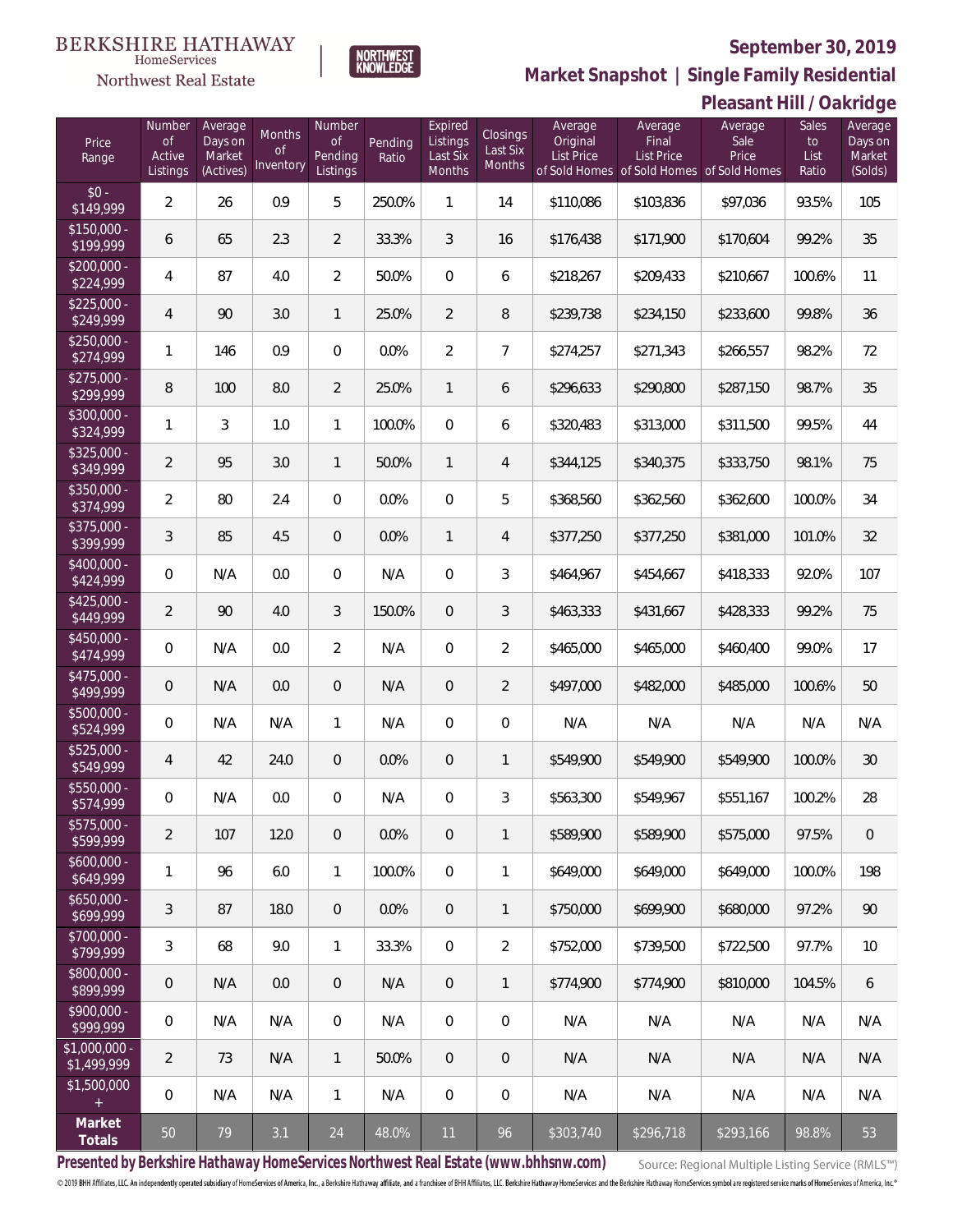BERKSHIRE HATHAWAY HomeServices Northwest Real Estate

NORTHWEST KNOWLEDGE

## September 30, 2019

## Market Snapshot | Single Family Residential

## Pleasant Hill / Oakridge

| Price Range | Number of Active Listings | Average Days on Market (Actives) | Months of Inventory | Number of Pending Listings | Pending Ratio | Expired Listings Last Six Months | Closings Last Six Months | Average Original List Price of Sold Homes | Average Final List Price of Sold Homes | Average Sale Price of Sold Homes | Sales to List Ratio | Average Days on Market (Solds) |
|---|---|---|---|---|---|---|---|---|---|---|---|---|
| $0 - $149,999 | 2 | 26 | 0.9 | 5 | 250.0% | 1 | 14 | $110,086 | $103,836 | $97,036 | 93.5% | 105 |
| $150,000 - $199,999 | 6 | 65 | 2.3 | 2 | 33.3% | 3 | 16 | $176,438 | $171,900 | $170,604 | 99.2% | 35 |
| $200,000 - $224,999 | 4 | 87 | 4.0 | 2 | 50.0% | 0 | 6 | $218,267 | $209,433 | $210,667 | 100.6% | 11 |
| $225,000 - $249,999 | 4 | 90 | 3.0 | 1 | 25.0% | 2 | 8 | $239,738 | $234,150 | $233,600 | 99.8% | 36 |
| $250,000 - $274,999 | 1 | 146 | 0.9 | 0 | 0.0% | 2 | 7 | $274,257 | $271,343 | $266,557 | 98.2% | 72 |
| $275,000 - $299,999 | 8 | 100 | 8.0 | 2 | 25.0% | 1 | 6 | $296,633 | $290,800 | $287,150 | 98.7% | 35 |
| $300,000 - $324,999 | 1 | 3 | 1.0 | 1 | 100.0% | 0 | 6 | $320,483 | $313,000 | $311,500 | 99.5% | 44 |
| $325,000 - $349,999 | 2 | 95 | 3.0 | 1 | 50.0% | 1 | 4 | $344,125 | $340,375 | $333,750 | 98.1% | 75 |
| $350,000 - $374,999 | 2 | 80 | 2.4 | 0 | 0.0% | 0 | 5 | $368,560 | $362,560 | $362,600 | 100.0% | 34 |
| $375,000 - $399,999 | 3 | 85 | 4.5 | 0 | 0.0% | 1 | 4 | $377,250 | $377,250 | $381,000 | 101.0% | 32 |
| $400,000 - $424,999 | 0 | N/A | 0.0 | 0 | N/A | 0 | 3 | $464,967 | $454,667 | $418,333 | 92.0% | 107 |
| $425,000 - $449,999 | 2 | 90 | 4.0 | 3 | 150.0% | 0 | 3 | $463,333 | $431,667 | $428,333 | 99.2% | 75 |
| $450,000 - $474,999 | 0 | N/A | 0.0 | 2 | N/A | 0 | 2 | $465,000 | $465,000 | $460,400 | 99.0% | 17 |
| $475,000 - $499,999 | 0 | N/A | 0.0 | 0 | N/A | 0 | 2 | $497,000 | $482,000 | $485,000 | 100.6% | 50 |
| $500,000 - $524,999 | 0 | N/A | N/A | 1 | N/A | 0 | 0 | N/A | N/A | N/A | N/A | N/A |
| $525,000 - $549,999 | 4 | 42 | 24.0 | 0 | 0.0% | 0 | 1 | $549,900 | $549,900 | $549,900 | 100.0% | 30 |
| $550,000 - $574,999 | 0 | N/A | 0.0 | 0 | N/A | 0 | 3 | $563,300 | $549,967 | $551,167 | 100.2% | 28 |
| $575,000 - $599,999 | 2 | 107 | 12.0 | 0 | 0.0% | 0 | 1 | $589,900 | $589,900 | $575,000 | 97.5% | 0 |
| $600,000 - $649,999 | 1 | 96 | 6.0 | 1 | 100.0% | 0 | 1 | $649,000 | $649,000 | $649,000 | 100.0% | 198 |
| $650,000 - $699,999 | 3 | 87 | 18.0 | 0 | 0.0% | 0 | 1 | $750,000 | $699,900 | $680,000 | 97.2% | 90 |
| $700,000 - $799,999 | 3 | 68 | 9.0 | 1 | 33.3% | 0 | 2 | $752,000 | $739,500 | $722,500 | 97.7% | 10 |
| $800,000 - $899,999 | 0 | N/A | 0.0 | 0 | N/A | 0 | 1 | $774,900 | $774,900 | $810,000 | 104.5% | 6 |
| $900,000 - $999,999 | 0 | N/A | N/A | 0 | N/A | 0 | 0 | N/A | N/A | N/A | N/A | N/A |
| $1,000,000 - $1,499,999 | 2 | 73 | N/A | 1 | 50.0% | 0 | 0 | N/A | N/A | N/A | N/A | N/A |
| $1,500,000 + | 0 | N/A | N/A | 1 | N/A | 0 | 0 | N/A | N/A | N/A | N/A | N/A |
| **Market Totals** | 50 | 79 | 3.1 | 24 | 48.0% | 11 | 96 | $303,740 | $296,718 | $293,166 | 98.8% | 53 |

**Presented by Berkshire Hathaway HomeServices Northwest Real Estate (www.bhhsnw.com)**

Source: Regional Multiple Listing Service (RMLS™)

© 2019 BHH Affiliates, LLC. An independently operated subsidiary of HomeServices of America, Inc., a Berkshire Hathaway affiliate, and a franchisee of BHH Affiliates, LLC. Berkshire Hathaway HomeServices and the Berkshire Hathaway HomeServices symbol are registered service marks of HomeServices of America, Inc.®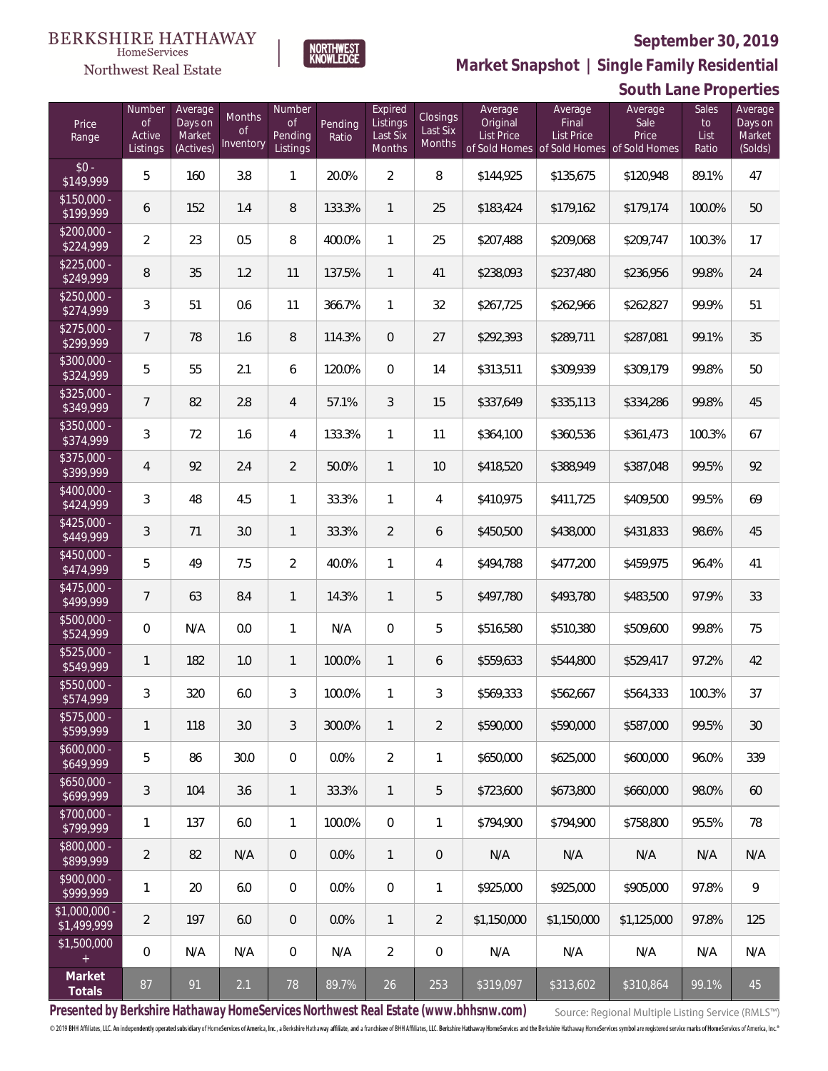BERKSHIRE HATHAWAY HomeServices Northwest Real Estate | NORTHWEST KNOWLEDGE

## September 30, 2019

## Market Snapshot | Single Family Residential

## South Lane Properties

| Price Range | Number of Active Listings | Average Days on Market (Actives) | Months of Inventory | Number of Pending Listings | Pending Ratio | Expired Listings Last Six Months | Closings Last Six Months | Average Original List Price of Sold Homes | Average Final List Price of Sold Homes | Average Sale Price of Sold Homes | Sales to List Ratio | Average Days on Market (Solds) |
|---|---|---|---|---|---|---|---|---|---|---|---|---|
| $0 - $149,999 | 5 | 160 | 3.8 | 1 | 20.0% | 2 | 8 | $144,925 | $135,675 | $120,948 | 89.1% | 47 |
| $150,000 - $199,999 | 6 | 152 | 1.4 | 8 | 133.3% | 1 | 25 | $183,424 | $179,162 | $179,174 | 100.0% | 50 |
| $200,000 - $224,999 | 2 | 23 | 0.5 | 8 | 400.0% | 1 | 25 | $207,488 | $209,068 | $209,747 | 100.3% | 17 |
| $225,000 - $249,999 | 8 | 35 | 1.2 | 11 | 137.5% | 1 | 41 | $238,093 | $237,480 | $236,956 | 99.8% | 24 |
| $250,000 - $274,999 | 3 | 51 | 0.6 | 11 | 366.7% | 1 | 32 | $267,725 | $262,966 | $262,827 | 99.9% | 51 |
| $275,000 - $299,999 | 7 | 78 | 1.6 | 8 | 114.3% | 0 | 27 | $292,393 | $289,711 | $287,081 | 99.1% | 35 |
| $300,000 - $324,999 | 5 | 55 | 2.1 | 6 | 120.0% | 0 | 14 | $313,511 | $309,939 | $309,179 | 99.8% | 50 |
| $325,000 - $349,999 | 7 | 82 | 2.8 | 4 | 57.1% | 3 | 15 | $337,649 | $335,113 | $334,286 | 99.8% | 45 |
| $350,000 - $374,999 | 3 | 72 | 1.6 | 4 | 133.3% | 1 | 11 | $364,100 | $360,536 | $361,473 | 100.3% | 67 |
| $375,000 - $399,999 | 4 | 92 | 2.4 | 2 | 50.0% | 1 | 10 | $418,520 | $388,949 | $387,048 | 99.5% | 92 |
| $400,000 - $424,999 | 3 | 48 | 4.5 | 1 | 33.3% | 1 | 4 | $410,975 | $411,725 | $409,500 | 99.5% | 69 |
| $425,000 - $449,999 | 3 | 71 | 3.0 | 1 | 33.3% | 2 | 6 | $450,500 | $438,000 | $431,833 | 98.6% | 45 |
| $450,000 - $474,999 | 5 | 49 | 7.5 | 2 | 40.0% | 1 | 4 | $494,788 | $477,200 | $459,975 | 96.4% | 41 |
| $475,000 - $499,999 | 7 | 63 | 8.4 | 1 | 14.3% | 1 | 5 | $497,780 | $493,780 | $483,500 | 97.9% | 33 |
| $500,000 - $524,999 | 0 | N/A | 0.0 | 1 | N/A | 0 | 5 | $516,580 | $510,380 | $509,600 | 99.8% | 75 |
| $525,000 - $549,999 | 1 | 182 | 1.0 | 1 | 100.0% | 1 | 6 | $559,633 | $544,800 | $529,417 | 97.2% | 42 |
| $550,000 - $574,999 | 3 | 320 | 6.0 | 3 | 100.0% | 1 | 3 | $569,333 | $562,667 | $564,333 | 100.3% | 37 |
| $575,000 - $599,999 | 1 | 118 | 3.0 | 3 | 300.0% | 1 | 2 | $590,000 | $590,000 | $587,000 | 99.5% | 30 |
| $600,000 - $649,999 | 5 | 86 | 30.0 | 0 | 0.0% | 2 | 1 | $650,000 | $625,000 | $600,000 | 96.0% | 339 |
| $650,000 - $699,999 | 3 | 104 | 3.6 | 1 | 33.3% | 1 | 5 | $723,600 | $673,800 | $660,000 | 98.0% | 60 |
| $700,000 - $799,999 | 1 | 137 | 6.0 | 1 | 100.0% | 0 | 1 | $794,900 | $794,900 | $758,800 | 95.5% | 78 |
| $800,000 - $899,999 | 2 | 82 | N/A | 0 | 0.0% | 1 | 0 | N/A | N/A | N/A | N/A | N/A |
| $900,000 - $999,999 | 1 | 20 | 6.0 | 0 | 0.0% | 0 | 1 | $925,000 | $925,000 | $905,000 | 97.8% | 9 |
| $1,000,000 - $1,499,999 | 2 | 197 | 6.0 | 0 | 0.0% | 1 | 2 | $1,150,000 | $1,150,000 | $1,125,000 | 97.8% | 125 |
| $1,500,000 + | 0 | N/A | N/A | 0 | N/A | 2 | 0 | N/A | N/A | N/A | N/A | N/A |
| **Market Totals** | 87 | 91 | 2.1 | 78 | 89.7% | 26 | 253 | $319,097 | $313,602 | $310,864 | 99.1% | 45 |

**Presented by Berkshire Hathaway HomeServices Northwest Real Estate (www.bhhsnw.com)** Source: Regional Multiple Listing Service (RMLS™)

© 2019 BHH Affiliates, LLC. An independently operated subsidiary of HomeServices of America, Inc., a Berkshire Hathaway affiliate, and a franchisee of BHH Affiliates, LLC. Berkshire Hathaway HomeServices and the Berkshire Hathaway HomeServices symbol are registered service marks of HomeServices of America, Inc.®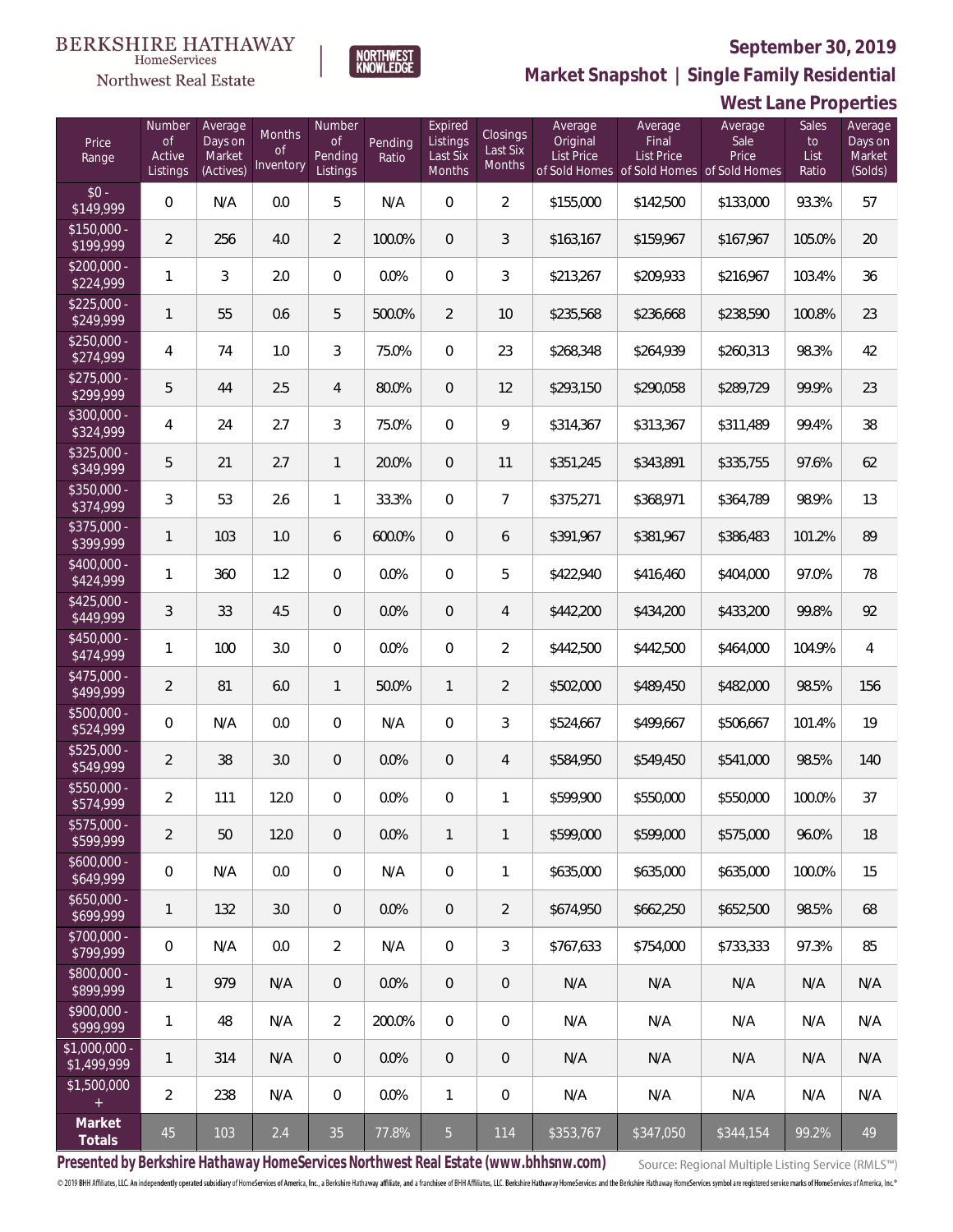BERKSHIRE HATHAWAY HomeServices Northwest Real Estate

NORTHWEST KNOWLEDGE

## September 30, 2019

## Market Snapshot | Single Family Residential

## West Lane Properties

| Price Range | Number of Active Listings | Average Days on Market (Actives) | Months of Inventory | Number of Pending Listings | Pending Ratio | Expired Listings Last Six Months | Closings Last Six Months | Average Original List Price of Sold Homes | Average Final List Price of Sold Homes | Average Sale Price of Sold Homes | Sales to List Ratio | Average Days on Market (Solds) |
|---|---|---|---|---|---|---|---|---|---|---|---|---|
| $0 - $149,999 | 0 | N/A | 0.0 | 5 | N/A | 0 | 2 | $155,000 | $142,500 | $133,000 | 93.3% | 57 |
| $150,000 - $199,999 | 2 | 256 | 4.0 | 2 | 100.0% | 0 | 3 | $163,167 | $159,967 | $167,967 | 105.0% | 20 |
| $200,000 - $224,999 | 1 | 3 | 2.0 | 0 | 0.0% | 0 | 3 | $213,267 | $209,933 | $216,967 | 103.4% | 36 |
| $225,000 - $249,999 | 1 | 55 | 0.6 | 5 | 500.0% | 2 | 10 | $235,568 | $236,668 | $238,590 | 100.8% | 23 |
| $250,000 - $274,999 | 4 | 74 | 1.0 | 3 | 75.0% | 0 | 23 | $268,348 | $264,939 | $260,313 | 98.3% | 42 |
| $275,000 - $299,999 | 5 | 44 | 2.5 | 4 | 80.0% | 0 | 12 | $293,150 | $290,058 | $289,729 | 99.9% | 23 |
| $300,000 - $324,999 | 4 | 24 | 2.7 | 3 | 75.0% | 0 | 9 | $314,367 | $313,367 | $311,489 | 99.4% | 38 |
| $325,000 - $349,999 | 5 | 21 | 2.7 | 1 | 20.0% | 0 | 11 | $351,245 | $343,891 | $335,755 | 97.6% | 62 |
| $350,000 - $374,999 | 3 | 53 | 2.6 | 1 | 33.3% | 0 | 7 | $375,271 | $368,971 | $364,789 | 98.9% | 13 |
| $375,000 - $399,999 | 1 | 103 | 1.0 | 6 | 600.0% | 0 | 6 | $391,967 | $381,967 | $386,483 | 101.2% | 89 |
| $400,000 - $424,999 | 1 | 360 | 1.2 | 0 | 0.0% | 0 | 5 | $422,940 | $416,460 | $404,000 | 97.0% | 78 |
| $425,000 - $449,999 | 3 | 33 | 4.5 | 0 | 0.0% | 0 | 4 | $442,200 | $434,200 | $433,200 | 99.8% | 92 |
| $450,000 - $474,999 | 1 | 100 | 3.0 | 0 | 0.0% | 0 | 2 | $442,500 | $442,500 | $464,000 | 104.9% | 4 |
| $475,000 - $499,999 | 2 | 81 | 6.0 | 1 | 50.0% | 1 | 2 | $502,000 | $489,450 | $482,000 | 98.5% | 156 |
| $500,000 - $524,999 | 0 | N/A | 0.0 | 0 | N/A | 0 | 3 | $524,667 | $499,667 | $506,667 | 101.4% | 19 |
| $525,000 - $549,999 | 2 | 38 | 3.0 | 0 | 0.0% | 0 | 4 | $584,950 | $549,450 | $541,000 | 98.5% | 140 |
| $550,000 - $574,999 | 2 | 111 | 12.0 | 0 | 0.0% | 0 | 1 | $599,900 | $550,000 | $550,000 | 100.0% | 37 |
| $575,000 - $599,999 | 2 | 50 | 12.0 | 0 | 0.0% | 1 | 1 | $599,000 | $599,000 | $575,000 | 96.0% | 18 |
| $600,000 - $649,999 | 0 | N/A | 0.0 | 0 | N/A | 0 | 1 | $635,000 | $635,000 | $635,000 | 100.0% | 15 |
| $650,000 - $699,999 | 1 | 132 | 3.0 | 0 | 0.0% | 0 | 2 | $674,950 | $662,250 | $652,500 | 98.5% | 68 |
| $700,000 - $799,999 | 0 | N/A | 0.0 | 2 | N/A | 0 | 3 | $767,633 | $754,000 | $733,333 | 97.3% | 85 |
| $800,000 - $899,999 | 1 | 979 | N/A | 0 | 0.0% | 0 | 0 | N/A | N/A | N/A | N/A | N/A |
| $900,000 - $999,999 | 1 | 48 | N/A | 2 | 200.0% | 0 | 0 | N/A | N/A | N/A | N/A | N/A |
| $1,000,000 - $1,499,999 | 1 | 314 | N/A | 0 | 0.0% | 0 | 0 | N/A | N/A | N/A | N/A | N/A |
| $1,500,000 + | 2 | 238 | N/A | 0 | 0.0% | 1 | 0 | N/A | N/A | N/A | N/A | N/A |
| **Market Totals** | 45 | 103 | 2.4 | 35 | 77.8% | 5 | 114 | $353,767 | $347,050 | $344,154 | 99.2% | 49 |

**Presented by Berkshire Hathaway HomeServices Northwest Real Estate (www.bhhsnw.com)**

Source: Regional Multiple Listing Service (RMLS™)

© 2019 BHH Affiliates, LLC. An independently operated subsidiary of HomeServices of America, Inc., a Berkshire Hathaway affiliate, and a franchisee of BHH Affiliates, LLC. Berkshire Hathaway HomeServices and the Berkshire Hathaway HomeServices symbol are registered service marks of HomeServices of America, Inc.®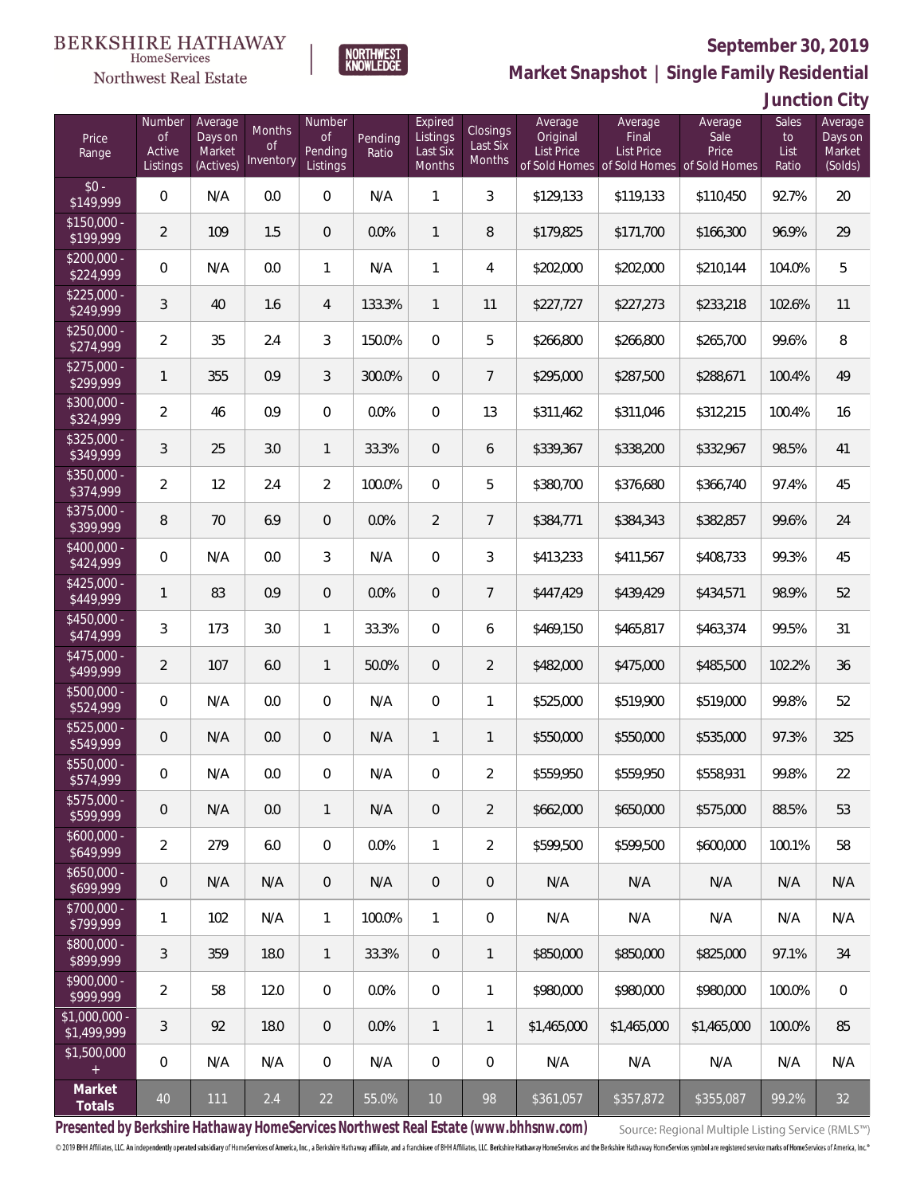BERKSHIRE HATHAWAY HomeServices Northwest Real Estate

NORTHWEST KNOWLEDGE

## September 30, 2019

## Market Snapshot | Single Family Residential

## Junction City

| Price Range | Number of Active Listings | Average Days on Market (Actives) | Months of Inventory | Number of Pending Listings | Pending Ratio | Expired Listings Last Six Months | Closings Last Six Months | Average Original List Price of Sold Homes | Average Final List Price of Sold Homes | Average Sale Price of Sold Homes | Sales to List Ratio | Average Days on Market (Solds) |
|---|---|---|---|---|---|---|---|---|---|---|---|---|
| $0 - $149,999 | 0 | N/A | 0.0 | 0 | N/A | 1 | 3 | $129,133 | $119,133 | $110,450 | 92.7% | 20 |
| $150,000 - $199,999 | 2 | 109 | 1.5 | 0 | 0.0% | 1 | 8 | $179,825 | $171,700 | $166,300 | 96.9% | 29 |
| $200,000 - $224,999 | 0 | N/A | 0.0 | 1 | N/A | 1 | 4 | $202,000 | $202,000 | $210,144 | 104.0% | 5 |
| $225,000 - $249,999 | 3 | 40 | 1.6 | 4 | 133.3% | 1 | 11 | $227,727 | $227,273 | $233,218 | 102.6% | 11 |
| $250,000 - $274,999 | 2 | 35 | 2.4 | 3 | 150.0% | 0 | 5 | $266,800 | $266,800 | $265,700 | 99.6% | 8 |
| $275,000 - $299,999 | 1 | 355 | 0.9 | 3 | 300.0% | 0 | 7 | $295,000 | $287,500 | $288,671 | 100.4% | 49 |
| $300,000 - $324,999 | 2 | 46 | 0.9 | 0 | 0.0% | 0 | 13 | $311,462 | $311,046 | $312,215 | 100.4% | 16 |
| $325,000 - $349,999 | 3 | 25 | 3.0 | 1 | 33.3% | 0 | 6 | $339,367 | $338,200 | $332,967 | 98.5% | 41 |
| $350,000 - $374,999 | 2 | 12 | 2.4 | 2 | 100.0% | 0 | 5 | $380,700 | $376,680 | $366,740 | 97.4% | 45 |
| $375,000 - $399,999 | 8 | 70 | 6.9 | 0 | 0.0% | 2 | 7 | $384,771 | $384,343 | $382,857 | 99.6% | 24 |
| $400,000 - $424,999 | 0 | N/A | 0.0 | 3 | N/A | 0 | 3 | $413,233 | $411,567 | $408,733 | 99.3% | 45 |
| $425,000 - $449,999 | 1 | 83 | 0.9 | 0 | 0.0% | 0 | 7 | $447,429 | $439,429 | $434,571 | 98.9% | 52 |
| $450,000 - $474,999 | 3 | 173 | 3.0 | 1 | 33.3% | 0 | 6 | $469,150 | $465,817 | $463,374 | 99.5% | 31 |
| $475,000 - $499,999 | 2 | 107 | 6.0 | 1 | 50.0% | 0 | 2 | $482,000 | $475,000 | $485,500 | 102.2% | 36 |
| $500,000 - $524,999 | 0 | N/A | 0.0 | 0 | N/A | 0 | 1 | $525,000 | $519,900 | $519,000 | 99.8% | 52 |
| $525,000 - $549,999 | 0 | N/A | 0.0 | 0 | N/A | 1 | 1 | $550,000 | $550,000 | $535,000 | 97.3% | 325 |
| $550,000 - $574,999 | 0 | N/A | 0.0 | 0 | N/A | 0 | 2 | $559,950 | $559,950 | $558,931 | 99.8% | 22 |
| $575,000 - $599,999 | 0 | N/A | 0.0 | 1 | N/A | 0 | 2 | $662,000 | $650,000 | $575,000 | 88.5% | 53 |
| $600,000 - $649,999 | 2 | 279 | 6.0 | 0 | 0.0% | 1 | 2 | $599,500 | $599,500 | $600,000 | 100.1% | 58 |
| $650,000 - $699,999 | 0 | N/A | N/A | 0 | N/A | 0 | 0 | N/A | N/A | N/A | N/A | N/A |
| $700,000 - $799,999 | 1 | 102 | N/A | 1 | 100.0% | 1 | 0 | N/A | N/A | N/A | N/A | N/A |
| $800,000 - $899,999 | 3 | 359 | 18.0 | 1 | 33.3% | 0 | 1 | $850,000 | $850,000 | $825,000 | 97.1% | 34 |
| $900,000 - $999,999 | 2 | 58 | 12.0 | 0 | 0.0% | 0 | 1 | $980,000 | $980,000 | $980,000 | 100.0% | 0 |
| $1,000,000 - $1,499,999 | 3 | 92 | 18.0 | 0 | 0.0% | 1 | 1 | $1,465,000 | $1,465,000 | $1,465,000 | 100.0% | 85 |
| $1,500,000 + | 0 | N/A | N/A | 0 | N/A | 0 | 0 | N/A | N/A | N/A | N/A | N/A |
| **Market Totals** | 40 | 111 | 2.4 | 22 | 55.0% | 10 | 98 | $361,057 | $357,872 | $355,087 | 99.2% | 32 |

**Presented by Berkshire Hathaway HomeServices Northwest Real Estate (www.bhhsnw.com)** Source: Regional Multiple Listing Service (RMLS™)

© 2019 BHH Affiliates, LLC. An independently operated subsidiary of HomeServices of America, Inc., a Berkshire Hathaway affiliate, and a franchisee of BHH Affiliates, LLC. Berkshire Hathaway HomeServices and the Berkshire Hathaway HomeServices symbol are registered service marks of HomeServices of America, Inc.®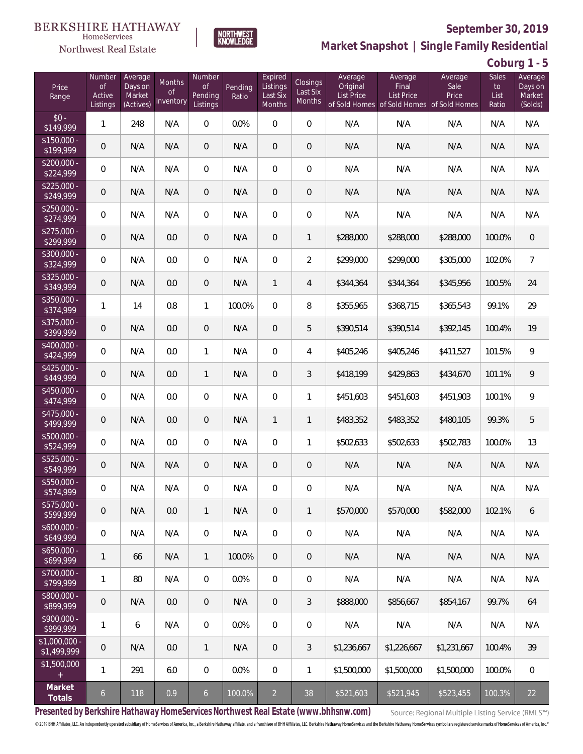BERKSHIRE HATHAWAY HomeServices Northwest Real Estate | NORTHWEST KNOWLEDGE

**September 30, 2019**

**Market Snapshot | Single Family Residential**

**Coburg 1 - 5**

| Price Range | Number of Active Listings | Average Days on Market (Actives) | Months of Inventory | Number of Pending Listings | Pending Ratio | Expired Listings Last Six Months | Closings Last Six Months | Average Original List Price of Sold Homes | Average Final List Price of Sold Homes | Average Sale Price of Sold Homes | Sales to List Ratio | Average Days on Market (Solds) |
|---|---|---|---|---|---|---|---|---|---|---|---|---|
| $0 - $149,999 | 1 | 248 | N/A | 0 | 0.0% | 0 | 0 | N/A | N/A | N/A | N/A | N/A |
| $150,000 - $199,999 | 0 | N/A | N/A | 0 | N/A | 0 | 0 | N/A | N/A | N/A | N/A | N/A |
| $200,000 - $224,999 | 0 | N/A | N/A | 0 | N/A | 0 | 0 | N/A | N/A | N/A | N/A | N/A |
| $225,000 - $249,999 | 0 | N/A | N/A | 0 | N/A | 0 | 0 | N/A | N/A | N/A | N/A | N/A |
| $250,000 - $274,999 | 0 | N/A | N/A | 0 | N/A | 0 | 0 | N/A | N/A | N/A | N/A | N/A |
| $275,000 - $299,999 | 0 | N/A | 0.0 | 0 | N/A | 0 | 1 | $288,000 | $288,000 | $288,000 | 100.0% | 0 |
| $300,000 - $324,999 | 0 | N/A | 0.0 | 0 | N/A | 0 | 2 | $299,000 | $299,000 | $305,000 | 102.0% | 7 |
| $325,000 - $349,999 | 0 | N/A | 0.0 | 0 | N/A | 1 | 4 | $344,364 | $344,364 | $345,956 | 100.5% | 24 |
| $350,000 - $374,999 | 1 | 14 | 0.8 | 1 | 100.0% | 0 | 8 | $355,965 | $368,715 | $365,543 | 99.1% | 29 |
| $375,000 - $399,999 | 0 | N/A | 0.0 | 0 | N/A | 0 | 5 | $390,514 | $390,514 | $392,145 | 100.4% | 19 |
| $400,000 - $424,999 | 0 | N/A | 0.0 | 1 | N/A | 0 | 4 | $405,246 | $405,246 | $411,527 | 101.5% | 9 |
| $425,000 - $449,999 | 0 | N/A | 0.0 | 1 | N/A | 0 | 3 | $418,199 | $429,863 | $434,670 | 101.1% | 9 |
| $450,000 - $474,999 | 0 | N/A | 0.0 | 0 | N/A | 0 | 1 | $451,603 | $451,603 | $451,903 | 100.1% | 9 |
| $475,000 - $499,999 | 0 | N/A | 0.0 | 0 | N/A | 1 | 1 | $483,352 | $483,352 | $480,105 | 99.3% | 5 |
| $500,000 - $524,999 | 0 | N/A | 0.0 | 0 | N/A | 0 | 1 | $502,633 | $502,633 | $502,783 | 100.0% | 13 |
| $525,000 - $549,999 | 0 | N/A | N/A | 0 | N/A | 0 | 0 | N/A | N/A | N/A | N/A | N/A |
| $550,000 - $574,999 | 0 | N/A | N/A | 0 | N/A | 0 | 0 | N/A | N/A | N/A | N/A | N/A |
| $575,000 - $599,999 | 0 | N/A | 0.0 | 1 | N/A | 0 | 1 | $570,000 | $570,000 | $582,000 | 102.1% | 6 |
| $600,000 - $649,999 | 0 | N/A | N/A | 0 | N/A | 0 | 0 | N/A | N/A | N/A | N/A | N/A |
| $650,000 - $699,999 | 1 | 66 | N/A | 1 | 100.0% | 0 | 0 | N/A | N/A | N/A | N/A | N/A |
| $700,000 - $799,999 | 1 | 80 | N/A | 0 | 0.0% | 0 | 0 | N/A | N/A | N/A | N/A | N/A |
| $800,000 - $899,999 | 0 | N/A | 0.0 | 0 | N/A | 0 | 3 | $888,000 | $856,667 | $854,167 | 99.7% | 64 |
| $900,000 - $999,999 | 1 | 6 | N/A | 0 | 0.0% | 0 | 0 | N/A | N/A | N/A | N/A | N/A |
| $1,000,000 - $1,499,999 | 0 | N/A | 0.0 | 1 | N/A | 0 | 3 | $1,236,667 | $1,226,667 | $1,231,667 | 100.4% | 39 |
| $1,500,000 + | 1 | 291 | 6.0 | 0 | 0.0% | 0 | 1 | $1,500,000 | $1,500,000 | $1,500,000 | 100.0% | 0 |
| **Market Totals** | 6 | 118 | 0.9 | 6 | 100.0% | 2 | 38 | $521,603 | $521,945 | $523,455 | 100.3% | 22 |

**Presented by Berkshire Hathaway HomeServices Northwest Real Estate (www.bhhsnw.com)**

Source: Regional Multiple Listing Service (RMLS™)

© 2019 BHH Affiliates, LLC. An independently operated subsidiary of HomeServices of America, Inc., a Berkshire Hathaway affiliate, and a franchisee of BHH Affiliates, LLC. Berkshire Hathaway HomeServices and the Berkshire Hathaway HomeServices symbol are registered service marks of HomeServices of America, Inc.®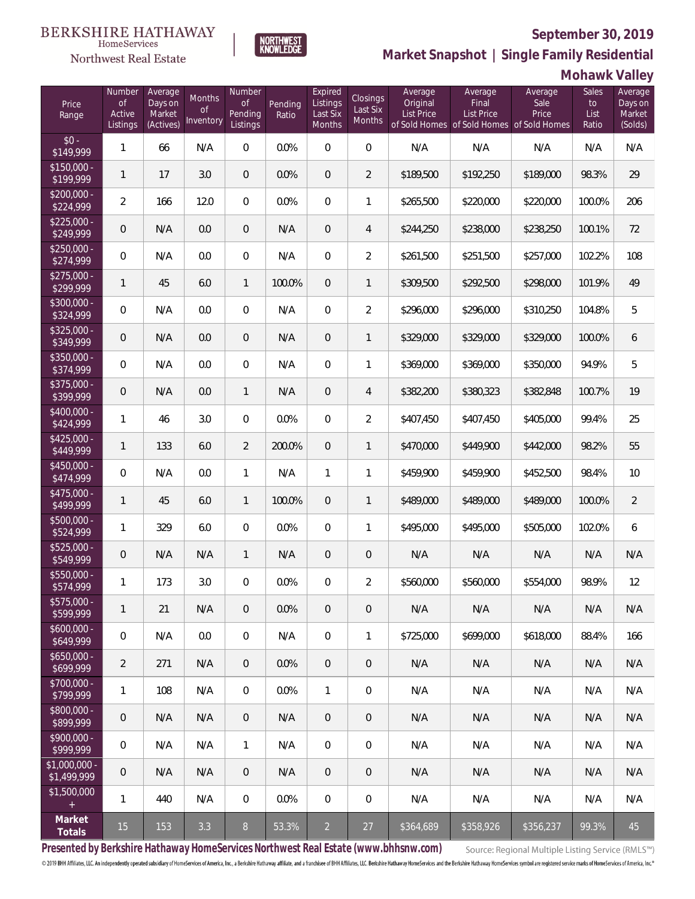BERKSHIRE HATHAWAY HomeServices Northwest Real Estate

NORTHWEST KNOWLEDGE

**September 30, 2019**

**Market Snapshot | Single Family Residential**

**Mohawk Valley**

| Price Range | Number of Active Listings | Average Days on Market (Actives) | Months of Inventory | Number of Pending Listings | Pending Ratio | Expired Listings Last Six Months | Closings Last Six Months | Average Original List Price of Sold Homes | Average Final List Price of Sold Homes | Average Sale Price of Sold Homes | Sales to List Ratio | Average Days on Market (Solds) |
|---|---|---|---|---|---|---|---|---|---|---|---|---|
| $0 - $149,999 | 1 | 66 | N/A | 0 | 0.0% | 0 | 0 | N/A | N/A | N/A | N/A | N/A |
| $150,000 - $199,999 | 1 | 17 | 3.0 | 0 | 0.0% | 0 | 2 | $189,500 | $192,250 | $189,000 | 98.3% | 29 |
| $200,000 - $224,999 | 2 | 166 | 12.0 | 0 | 0.0% | 0 | 1 | $265,500 | $220,000 | $220,000 | 100.0% | 206 |
| $225,000 - $249,999 | 0 | N/A | 0.0 | 0 | N/A | 0 | 4 | $244,250 | $238,000 | $238,250 | 100.1% | 72 |
| $250,000 - $274,999 | 0 | N/A | 0.0 | 0 | N/A | 0 | 2 | $261,500 | $251,500 | $257,000 | 102.2% | 108 |
| $275,000 - $299,999 | 1 | 45 | 6.0 | 1 | 100.0% | 0 | 1 | $309,500 | $292,500 | $298,000 | 101.9% | 49 |
| $300,000 - $324,999 | 0 | N/A | 0.0 | 0 | N/A | 0 | 2 | $296,000 | $296,000 | $310,250 | 104.8% | 5 |
| $325,000 - $349,999 | 0 | N/A | 0.0 | 0 | N/A | 0 | 1 | $329,000 | $329,000 | $329,000 | 100.0% | 6 |
| $350,000 - $374,999 | 0 | N/A | 0.0 | 0 | N/A | 0 | 1 | $369,000 | $369,000 | $350,000 | 94.9% | 5 |
| $375,000 - $399,999 | 0 | N/A | 0.0 | 1 | N/A | 0 | 4 | $382,200 | $380,323 | $382,848 | 100.7% | 19 |
| $400,000 - $424,999 | 1 | 46 | 3.0 | 0 | 0.0% | 0 | 2 | $407,450 | $407,450 | $405,000 | 99.4% | 25 |
| $425,000 - $449,999 | 1 | 133 | 6.0 | 2 | 200.0% | 0 | 1 | $470,000 | $449,900 | $442,000 | 98.2% | 55 |
| $450,000 - $474,999 | 0 | N/A | 0.0 | 1 | N/A | 1 | 1 | $459,900 | $459,900 | $452,500 | 98.4% | 10 |
| $475,000 - $499,999 | 1 | 45 | 6.0 | 1 | 100.0% | 0 | 1 | $489,000 | $489,000 | $489,000 | 100.0% | 2 |
| $500,000 - $524,999 | 1 | 329 | 6.0 | 0 | 0.0% | 0 | 1 | $495,000 | $495,000 | $505,000 | 102.0% | 6 |
| $525,000 - $549,999 | 0 | N/A | N/A | 1 | N/A | 0 | 0 | N/A | N/A | N/A | N/A | N/A |
| $550,000 - $574,999 | 1 | 173 | 3.0 | 0 | 0.0% | 0 | 2 | $560,000 | $560,000 | $554,000 | 98.9% | 12 |
| $575,000 - $599,999 | 1 | 21 | N/A | 0 | 0.0% | 0 | 0 | N/A | N/A | N/A | N/A | N/A |
| $600,000 - $649,999 | 0 | N/A | 0.0 | 0 | N/A | 0 | 1 | $725,000 | $699,000 | $618,000 | 88.4% | 166 |
| $650,000 - $699,999 | 2 | 271 | N/A | 0 | 0.0% | 0 | 0 | N/A | N/A | N/A | N/A | N/A |
| $700,000 - $799,999 | 1 | 108 | N/A | 0 | 0.0% | 1 | 0 | N/A | N/A | N/A | N/A | N/A |
| $800,000 - $899,999 | 0 | N/A | N/A | 0 | N/A | 0 | 0 | N/A | N/A | N/A | N/A | N/A |
| $900,000 - $999,999 | 0 | N/A | N/A | 1 | N/A | 0 | 0 | N/A | N/A | N/A | N/A | N/A |
| $1,000,000 - $1,499,999 | 0 | N/A | N/A | 0 | N/A | 0 | 0 | N/A | N/A | N/A | N/A | N/A |
| $1,500,000 + | 1 | 440 | N/A | 0 | 0.0% | 0 | 0 | N/A | N/A | N/A | N/A | N/A |
| **Market Totals** | 15 | 153 | 3.3 | 8 | 53.3% | 2 | 27 | $364,689 | $358,926 | $356,237 | 99.3% | 45 |

**Presented by Berkshire Hathaway HomeServices Northwest Real Estate (www.bhhsnw.com)**

Source: Regional Multiple Listing Service (RMLS™)

© 2019 BHH Affiliates, LLC. An independently operated subsidiary of HomeServices of America, Inc., a Berkshire Hathaway affiliate, and a franchisee of BHH Affiliates, LLC. Berkshire Hathaway HomeServices and the Berkshire Hathaway HomeServices symbol are registered service marks of HomeServices of America, Inc.®